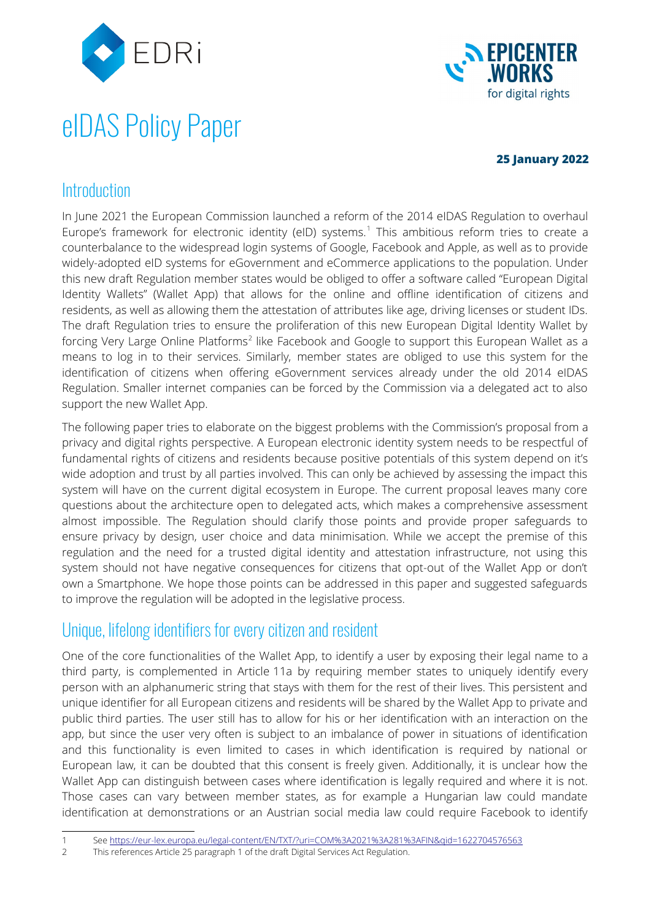# eIDAS Policy Paper

**25 January 2022**

## Introduction

In June 2021 the European Commission launched a reform of the 2014 eIDAS Regulation to overhaul Europe's framework for electronic identity (eID) systems.[1] This ambitious reform tries to create a counterbalance to the widespread login systems of Google, Facebook and Apple, as well as to provide widely-adopted eID systems for eGovernment and eCommerce applications to the population. Under this new draft Regulation member states would be obliged to offer a software called "European Digital Identity Wallets" (Wallet App) that allows for the online and offline identification of citizens and residents, as well as allowing them the attestation of attributes like age, driving licenses or student IDs. The draft Regulation tries to ensure the proliferation of this new European Digital Identity Wallet by forcing Very Large Online Platforms[2] like Facebook and Google to support this European Wallet as a means to log in to their services. Similarly, member states are obliged to use this system for the identification of citizens when offering eGovernment services already under the old 2014 eIDAS Regulation. Smaller internet companies can be forced by the Commission via a delegated act to also support the new Wallet App.

The following paper tries to elaborate on the biggest problems with the Commission's proposal from a privacy and digital rights perspective. A European electronic identity system needs to be respectful of fundamental rights of citizens and residents because positive potentials of this system depend on it's wide adoption and trust by all parties involved. This can only be achieved by assessing the impact this system will have on the current digital ecosystem in Europe. The current proposal leaves many core questions about the architecture open to delegated acts, which makes a comprehensive assessment almost impossible. The Regulation should clarify those points and provide proper safeguards to ensure privacy by design, user choice and data minimisation. While we accept the premise of this regulation and the need for a trusted digital identity and attestation infrastructure, not using this system should not have negative consequences for citizens that opt-out of the Wallet App or don't own a Smartphone. We hope those points can be addressed in this paper and suggested safeguards to improve the regulation will be adopted in the legislative process.

## Unique, lifelong identifiers for every citizen and resident

One of the core functionalities of the Wallet App, to identify a user by exposing their legal name to a third party, is complemented in Article 11a by requiring member states to uniquely identify every person with an alphanumeric string that stays with them for the rest of their lives. This persistent and unique identifier for all European citizens and residents will be shared by the Wallet App to private and public third parties. The user still has to allow for his or her identification with an interaction on the app, but since the user very often is subject to an imbalance of power in situations of identification and this functionality is even limited to cases in which identification is required by national or European law, it can be doubted that this consent is freely given. Additionally, it is unclear how the Wallet App can distinguish between cases where identification is legally required and where it is not. Those cases can vary between member states, as for example a Hungarian law could mandate identification at demonstrations or an Austrian social media law could require Facebook to identify

---

[1] See https://eur-lex.europa.eu/legal-content/EN/TXT/?uri=COM%3A2021%3A281%3AFIN&qid=1622704576563

[2] This references Article 25 paragraph 1 of the draft Digital Services Act Regulation.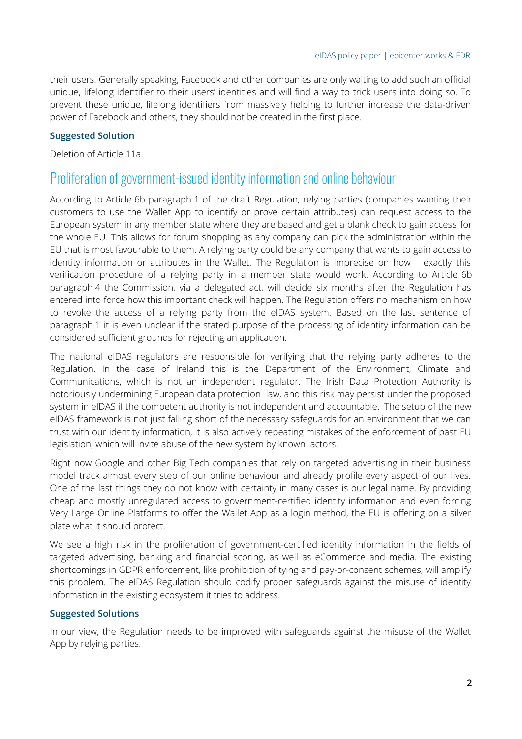their users. Generally speaking, Facebook and other companies are only waiting to add such an official unique, lifelong identifier to their users' identities and will find a way to trick users into doing so. To prevent these unique, lifelong identifiers from massively helping to further increase the data-driven power of Facebook and others, they should not be created in the first place.

### Suggested Solution

Deletion of Article 11a.

## Proliferation of government-issued identity information and online behaviour

According to Article 6b paragraph 1 of the draft Regulation, relying parties (companies wanting their customers to use the Wallet App to identify or prove certain attributes) can request access to the European system in any member state where they are based and get a blank check to gain access for the whole EU. This allows for forum shopping as any company can pick the administration within the EU that is most favourable to them. A relying party could be any company that wants to gain access to identity information or attributes in the Wallet. The Regulation is imprecise on how exactly this verification procedure of a relying party in a member state would work. According to Article 6b paragraph 4 the Commission, via a delegated act, will decide six months after the Regulation has entered into force how this important check will happen. The Regulation offers no mechanism on how to revoke the access of a relying party from the eIDAS system. Based on the last sentence of paragraph 1 it is even unclear if the stated purpose of the processing of identity information can be considered sufficient grounds for rejecting an application.

The national eIDAS regulators are responsible for verifying that the relying party adheres to the Regulation. In the case of Ireland this is the Department of the Environment, Climate and Communications, which is not an independent regulator. The Irish Data Protection Authority is notoriously undermining European data protection law, and this risk may persist under the proposed system in eIDAS if the competent authority is not independent and accountable. The setup of the new eIDAS framework is not just falling short of the necessary safeguards for an environment that we can trust with our identity information, it is also actively repeating mistakes of the enforcement of past EU legislation, which will invite abuse of the new system by known actors.

Right now Google and other Big Tech companies that rely on targeted advertising in their business model track almost every step of our online behaviour and already profile every aspect of our lives. One of the last things they do not know with certainty in many cases is our legal name. By providing cheap and mostly unregulated access to government-certified identity information and even forcing Very Large Online Platforms to offer the Wallet App as a login method, the EU is offering on a silver plate what it should protect.

We see a high risk in the proliferation of government-certified identity information in the fields of targeted advertising, banking and financial scoring, as well as eCommerce and media. The existing shortcomings in GDPR enforcement, like prohibition of tying and pay-or-consent schemes, will amplify this problem. The eIDAS Regulation should codify proper safeguards against the misuse of identity information in the existing ecosystem it tries to address.

### Suggested Solutions

In our view, the Regulation needs to be improved with safeguards against the misuse of the Wallet App by relying parties.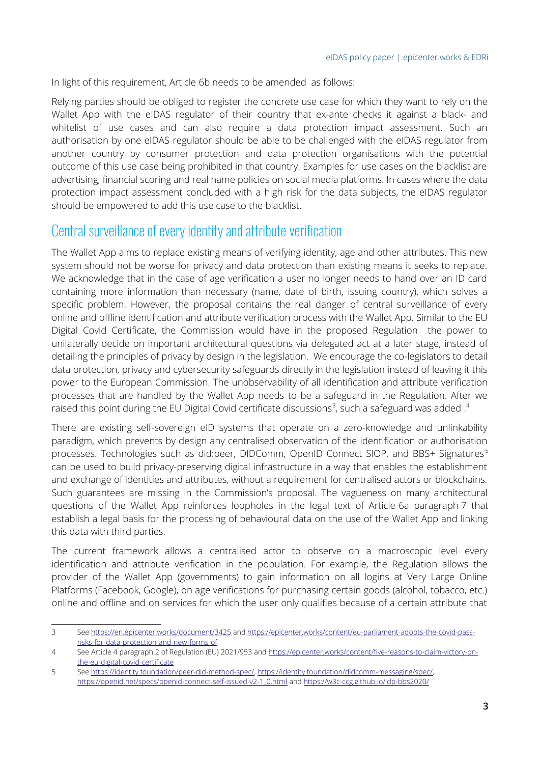In light of this requirement, Article 6b needs to be amended as follows:

Relying parties should be obliged to register the concrete use case for which they want to rely on the Wallet App with the eIDAS regulator of their country that ex-ante checks it against a black- and whitelist of use cases and can also require a data protection impact assessment. Such an authorisation by one eIDAS regulator should be able to be challenged with the eIDAS regulator from another country by consumer protection and data protection organisations with the potential outcome of this use case being prohibited in that country. Examples for use cases on the blacklist are advertising, financial scoring and real name policies on social media platforms. In cases where the data protection impact assessment concluded with a high risk for the data subjects, the eIDAS regulator should be empowered to add this use case to the blacklist.

## Central surveillance of every identity and attribute verification

The Wallet App aims to replace existing means of verifying identity, age and other attributes. This new system should not be worse for privacy and data protection than existing means it seeks to replace. We acknowledge that in the case of age verification a user no longer needs to hand over an ID card containing more information than necessary (name, date of birth, issuing country), which solves a specific problem. However, the proposal contains the real danger of central surveillance of every online and offline identification and attribute verification process with the Wallet App. Similar to the EU Digital Covid Certificate, the Commission would have in the proposed Regulation the power to unilaterally decide on important architectural questions via delegated act at a later stage, instead of detailing the principles of privacy by design in the legislation. We encourage the co-legislators to detail data protection, privacy and cybersecurity safeguards directly in the legislation instead of leaving it this power to the European Commission. The unobservability of all identification and attribute verification processes that are handled by the Wallet App needs to be a safeguard in the Regulation. After we raised this point during the EU Digital Covid certificate discussions[3], such a safeguard was added .[4]

There are existing self-sovereign eID systems that operate on a zero-knowledge and unlinkability paradigm, which prevents by design any centralised observation of the identification or authorisation processes. Technologies such as did:peer, DIDComm, OpenID Connect SIOP, and BBS+ Signatures[5] can be used to build privacy-preserving digital infrastructure in a way that enables the establishment and exchange of identities and attributes, without a requirement for centralised actors or blockchains. Such guarantees are missing in the Commission's proposal. The vagueness on many architectural questions of the Wallet App reinforces loopholes in the legal text of Article 6a paragraph 7 that establish a legal basis for the processing of behavioural data on the use of the Wallet App and linking this data with third parties.

The current framework allows a centralised actor to observe on a macroscopic level every identification and attribute verification in the population. For example, the Regulation allows the provider of the Wallet App (governments) to gain information on all logins at Very Large Online Platforms (Facebook, Google), on age verifications for purchasing certain goods (alcohol, tobacco, etc.) online and offline and on services for which the user only qualifies because of a certain attribute that

---

3 See https://en.epicenter.works/document/3425 and https://epicenter.works/content/eu-parliament-adopts-the-covid-pass-risks-for-data-protection-and-new-forms-of

4 See Article 4 paragraph 2 of Regulation (EU) 2021/953 and https://epicenter.works/content/five-reasons-to-claim-victory-on-the-eu-digital-covid-certificate

5 See https://identity.foundation/peer-did-method-spec/, https://identity.foundation/didcomm-messaging/spec/, https://openid.net/specs/openid-connect-self-issued-v2-1_0.html and https://w3c-ccg.github.io/ldp-bbs2020/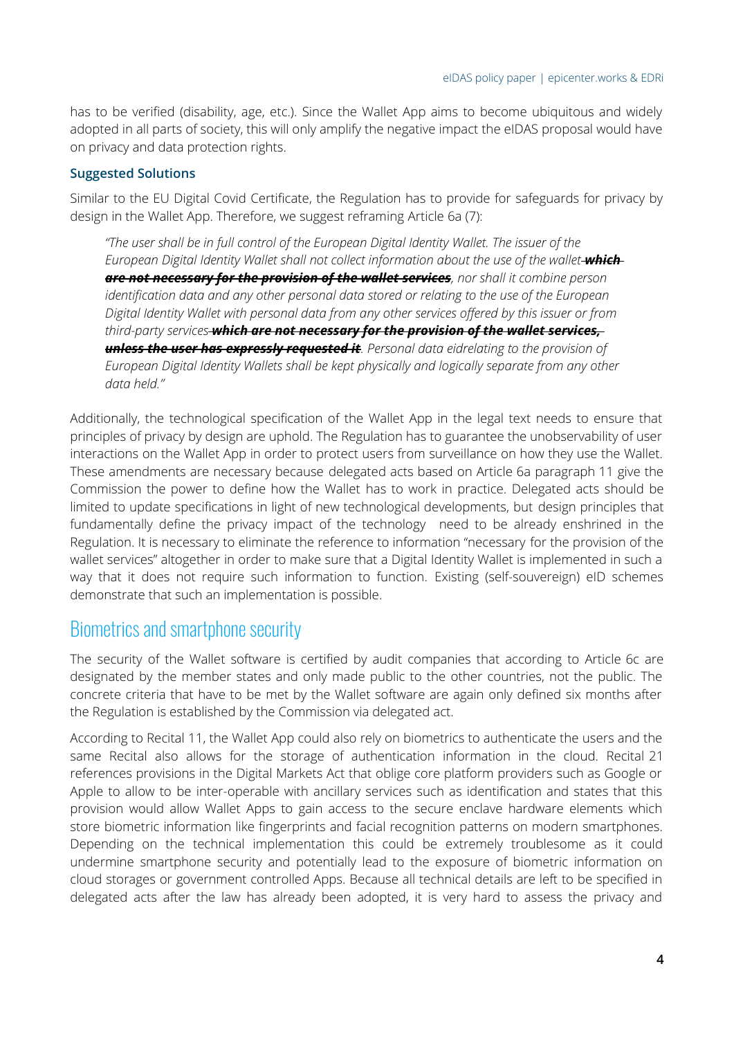has to be verified (disability, age, etc.). Since the Wallet App aims to become ubiquitous and widely adopted in all parts of society, this will only amplify the negative impact the eIDAS proposal would have on privacy and data protection rights.

### Suggested Solutions

Similar to the EU Digital Covid Certificate, the Regulation has to provide for safeguards for privacy by design in the Wallet App. Therefore, we suggest reframing Article 6a (7):

> *"The user shall be in full control of the European Digital Identity Wallet. The issuer of the European Digital Identity Wallet shall not collect information about the use of the wallet* ~~***which are not necessary for the provision of the wallet services***~~*, nor shall it combine person identification data and any other personal data stored or relating to the use of the European Digital Identity Wallet with personal data from any other services offered by this issuer or from third-party services* ~~***which are not necessary for the provision of the wallet services, unless the user has expressly requested it***~~*. Personal data eidrelating to the provision of European Digital Identity Wallets shall be kept physically and logically separate from any other data held."*

Additionally, the technological specification of the Wallet App in the legal text needs to ensure that principles of privacy by design are uphold. The Regulation has to guarantee the unobservability of user interactions on the Wallet App in order to protect users from surveillance on how they use the Wallet. These amendments are necessary because delegated acts based on Article 6a paragraph 11 give the Commission the power to define how the Wallet has to work in practice. Delegated acts should be limited to update specifications in light of new technological developments, but design principles that fundamentally define the privacy impact of the technology need to be already enshrined in the Regulation. It is necessary to eliminate the reference to information "necessary for the provision of the wallet services" altogether in order to make sure that a Digital Identity Wallet is implemented in such a way that it does not require such information to function. Existing (self-souvereign) eID schemes demonstrate that such an implementation is possible.

## Biometrics and smartphone security

The security of the Wallet software is certified by audit companies that according to Article 6c are designated by the member states and only made public to the other countries, not the public. The concrete criteria that have to be met by the Wallet software are again only defined six months after the Regulation is established by the Commission via delegated act.

According to Recital 11, the Wallet App could also rely on biometrics to authenticate the users and the same Recital also allows for the storage of authentication information in the cloud. Recital 21 references provisions in the Digital Markets Act that oblige core platform providers such as Google or Apple to allow to be inter-operable with ancillary services such as identification and states that this provision would allow Wallet Apps to gain access to the secure enclave hardware elements which store biometric information like fingerprints and facial recognition patterns on modern smartphones. Depending on the technical implementation this could be extremely troublesome as it could undermine smartphone security and potentially lead to the exposure of biometric information on cloud storages or government controlled Apps. Because all technical details are left to be specified in delegated acts after the law has already been adopted, it is very hard to assess the privacy and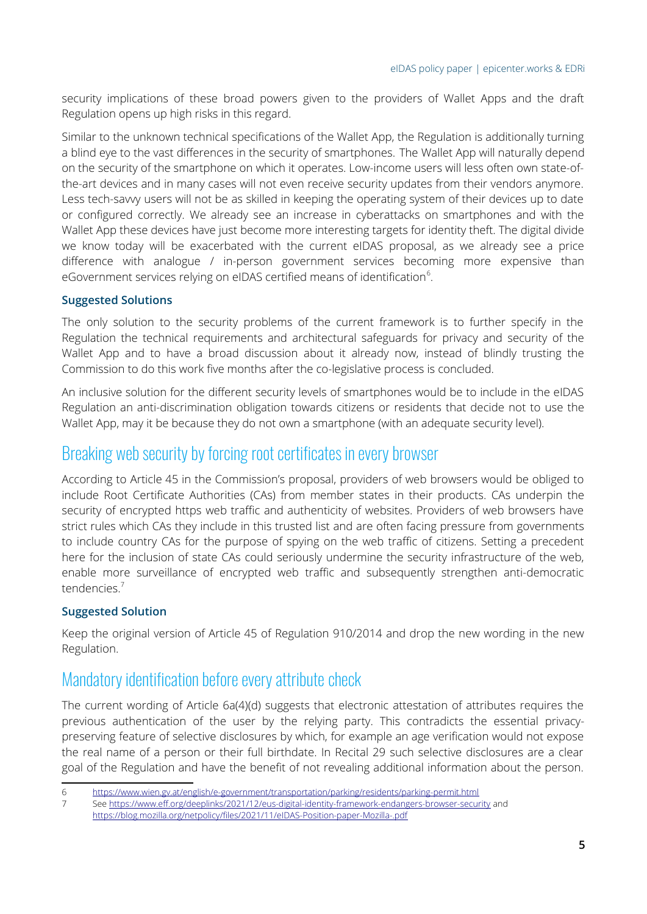security implications of these broad powers given to the providers of Wallet Apps and the draft Regulation opens up high risks in this regard.

Similar to the unknown technical specifications of the Wallet App, the Regulation is additionally turning a blind eye to the vast differences in the security of smartphones. The Wallet App will naturally depend on the security of the smartphone on which it operates. Low-income users will less often own state-of-the-art devices and in many cases will not even receive security updates from their vendors anymore. Less tech-savvy users will not be as skilled in keeping the operating system of their devices up to date or configured correctly. We already see an increase in cyberattacks on smartphones and with the Wallet App these devices have just become more interesting targets for identity theft. The digital divide we know today will be exacerbated with the current eIDAS proposal, as we already see a price difference with analogue / in-person government services becoming more expensive than eGovernment services relying on eIDAS certified means of identification[6].

### Suggested Solutions

The only solution to the security problems of the current framework is to further specify in the Regulation the technical requirements and architectural safeguards for privacy and security of the Wallet App and to have a broad discussion about it already now, instead of blindly trusting the Commission to do this work five months after the co-legislative process is concluded.

An inclusive solution for the different security levels of smartphones would be to include in the eIDAS Regulation an anti-discrimination obligation towards citizens or residents that decide not to use the Wallet App, may it be because they do not own a smartphone (with an adequate security level).

## Breaking web security by forcing root certificates in every browser

According to Article 45 in the Commission's proposal, providers of web browsers would be obliged to include Root Certificate Authorities (CAs) from member states in their products. CAs underpin the security of encrypted https web traffic and authenticity of websites. Providers of web browsers have strict rules which CAs they include in this trusted list and are often facing pressure from governments to include country CAs for the purpose of spying on the web traffic of citizens. Setting a precedent here for the inclusion of state CAs could seriously undermine the security infrastructure of the web, enable more surveillance of encrypted web traffic and subsequently strengthen anti-democratic tendencies.[7]

### Suggested Solution

Keep the original version of Article 45 of Regulation 910/2014 and drop the new wording in the new Regulation.

## Mandatory identification before every attribute check

The current wording of Article 6a(4)(d) suggests that electronic attestation of attributes requires the previous authentication of the user by the relying party. This contradicts the essential privacy-preserving feature of selective disclosures by which, for example an age verification would not expose the real name of a person or their full birthdate. In Recital 29 such selective disclosures are a clear goal of the Regulation and have the benefit of not revealing additional information about the person.

---

6 https://www.wien.gv.at/english/e-government/transportation/parking/residents/parking-permit.html

7 See https://www.eff.org/deeplinks/2021/12/eus-digital-identity-framework-endangers-browser-security and https://blog.mozilla.org/netpolicy/files/2021/11/eIDAS-Position-paper-Mozilla-.pdf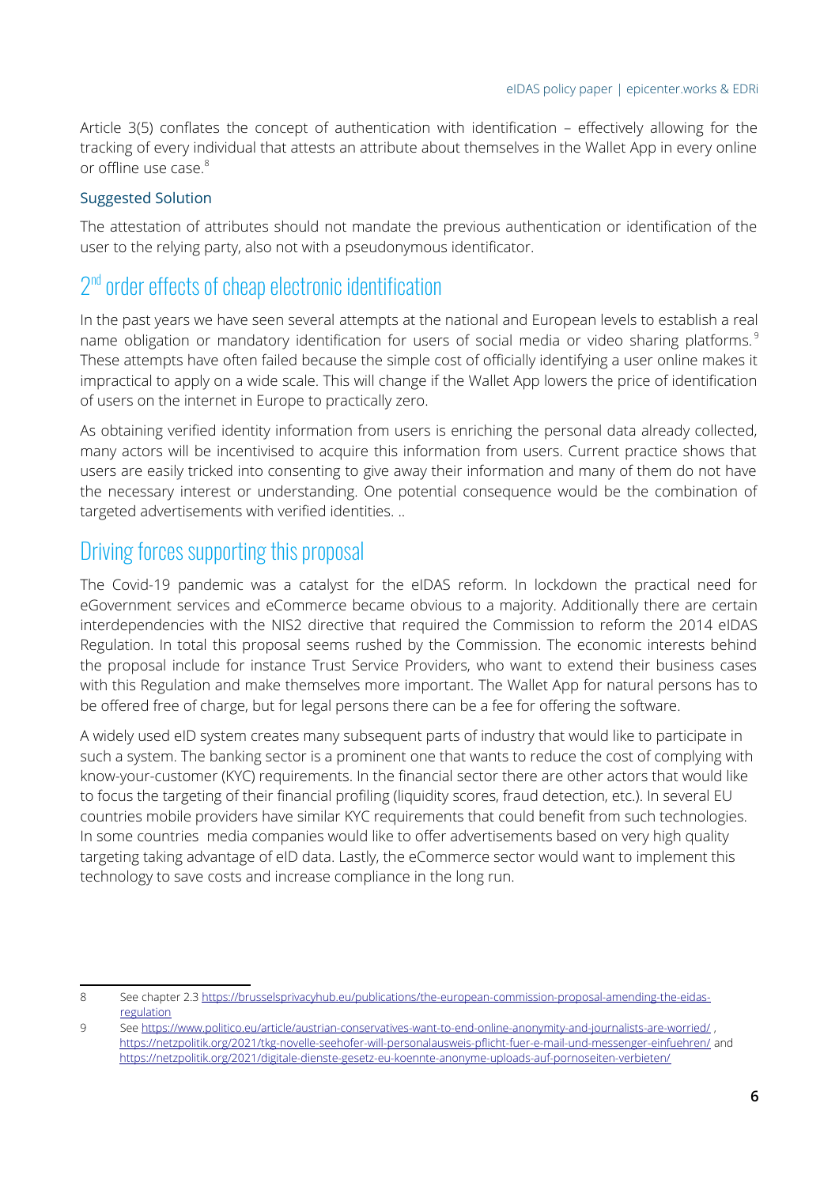Article 3(5) conflates the concept of authentication with identification – effectively allowing for the tracking of every individual that attests an attribute about themselves in the Wallet App in every online or offline use case.[8]

### Suggested Solution

The attestation of attributes should not mandate the previous authentication or identification of the user to the relying party, also not with a pseudonymous identificator.

## 2nd order effects of cheap electronic identification

In the past years we have seen several attempts at the national and European levels to establish a real name obligation or mandatory identification for users of social media or video sharing platforms.[9] These attempts have often failed because the simple cost of officially identifying a user online makes it impractical to apply on a wide scale. This will change if the Wallet App lowers the price of identification of users on the internet in Europe to practically zero.

As obtaining verified identity information from users is enriching the personal data already collected, many actors will be incentivised to acquire this information from users. Current practice shows that users are easily tricked into consenting to give away their information and many of them do not have the necessary interest or understanding. One potential consequence would be the combination of targeted advertisements with verified identities. ..

## Driving forces supporting this proposal

The Covid-19 pandemic was a catalyst for the eIDAS reform. In lockdown the practical need for eGovernment services and eCommerce became obvious to a majority. Additionally there are certain interdependencies with the NIS2 directive that required the Commission to reform the 2014 eIDAS Regulation. In total this proposal seems rushed by the Commission. The economic interests behind the proposal include for instance Trust Service Providers, who want to extend their business cases with this Regulation and make themselves more important. The Wallet App for natural persons has to be offered free of charge, but for legal persons there can be a fee for offering the software.

A widely used eID system creates many subsequent parts of industry that would like to participate in such a system. The banking sector is a prominent one that wants to reduce the cost of complying with know-your-customer (KYC) requirements. In the financial sector there are other actors that would like to focus the targeting of their financial profiling (liquidity scores, fraud detection, etc.). In several EU countries mobile providers have similar KYC requirements that could benefit from such technologies. In some countries media companies would like to offer advertisements based on very high quality targeting taking advantage of eID data. Lastly, the eCommerce sector would want to implement this technology to save costs and increase compliance in the long run.

---

8 See chapter 2.3 https://brusselsprivacyhub.eu/publications/the-european-commission-proposal-amending-the-eidas-regulation

9 See https://www.politico.eu/article/austrian-conservatives-want-to-end-online-anonymity-and-journalists-are-worried/ , https://netzpolitik.org/2021/tkg-novelle-seehofer-will-personalausweis-pflicht-fuer-e-mail-und-messenger-einfuehren/ and https://netzpolitik.org/2021/digitale-dienste-gesetz-eu-koennte-anonyme-uploads-auf-pornoseiten-verbieten/